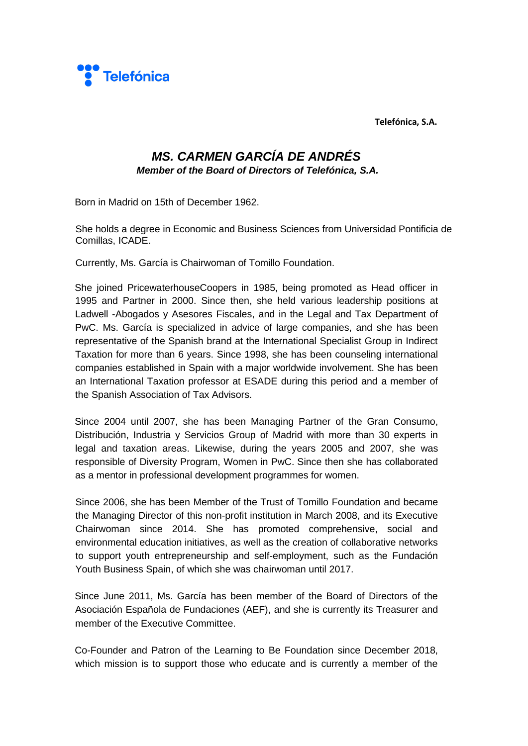**Telefónica, S.A.**

# *MS. CARMEN GARCÍA DE ANDRÉS*

***Member of the Board of Directors of Telefónica, S.A.***

Born in Madrid on 15th of December 1962.

She holds a degree in Economic and Business Sciences from Universidad Pontificia de Comillas, ICADE.

Currently, Ms. García is Chairwoman of Tomillo Foundation.

She joined PricewaterhouseCoopers in 1985, being promoted as Head officer in 1995 and Partner in 2000. Since then, she held various leadership positions at Ladwell -Abogados y Asesores Fiscales, and in the Legal and Tax Department of PwC. Ms. García is specialized in advice of large companies, and she has been representative of the Spanish brand at the International Specialist Group in Indirect Taxation for more than 6 years. Since 1998, she has been counseling international companies established in Spain with a major worldwide involvement. She has been an International Taxation professor at ESADE during this period and a member of the Spanish Association of Tax Advisors.

Since 2004 until 2007, she has been Managing Partner of the Gran Consumo, Distribución, Industria y Servicios Group of Madrid with more than 30 experts in legal and taxation areas. Likewise, during the years 2005 and 2007, she was responsible of Diversity Program, Women in PwC. Since then she has collaborated as a mentor in professional development programmes for women.

Since 2006, she has been Member of the Trust of Tomillo Foundation and became the Managing Director of this non-profit institution in March 2008, and its Executive Chairwoman since 2014. She has promoted comprehensive, social and environmental education initiatives, as well as the creation of collaborative networks to support youth entrepreneurship and self-employment, such as the Fundación Youth Business Spain, of which she was chairwoman until 2017.

Since June 2011, Ms. García has been member of the Board of Directors of the Asociación Española de Fundaciones (AEF), and she is currently its Treasurer and member of the Executive Committee.

Co-Founder and Patron of the Learning to Be Foundation since December 2018, which mission is to support those who educate and is currently a member of the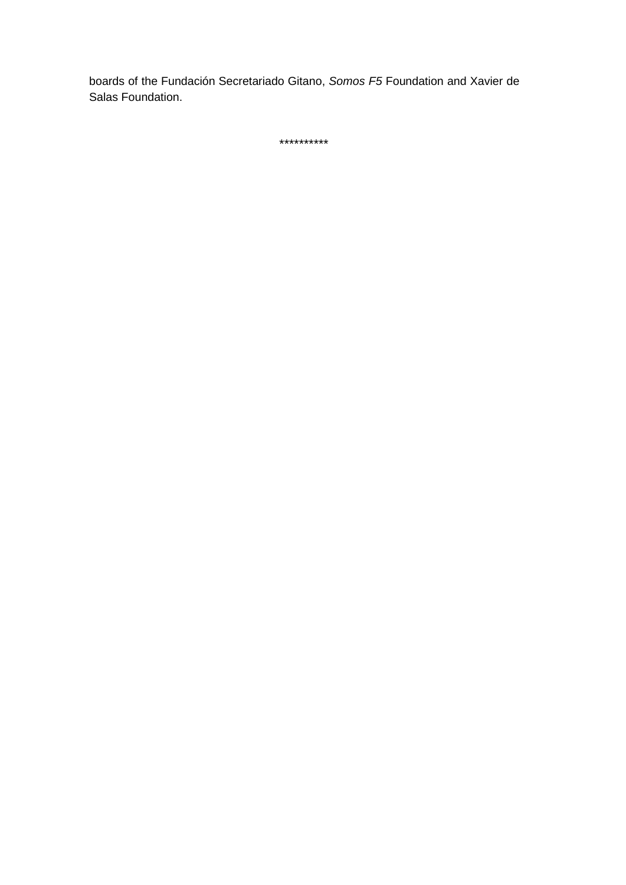boards of the Fundación Secretariado Gitano, *Somos F5* Foundation and Xavier de Salas Foundation.

**********